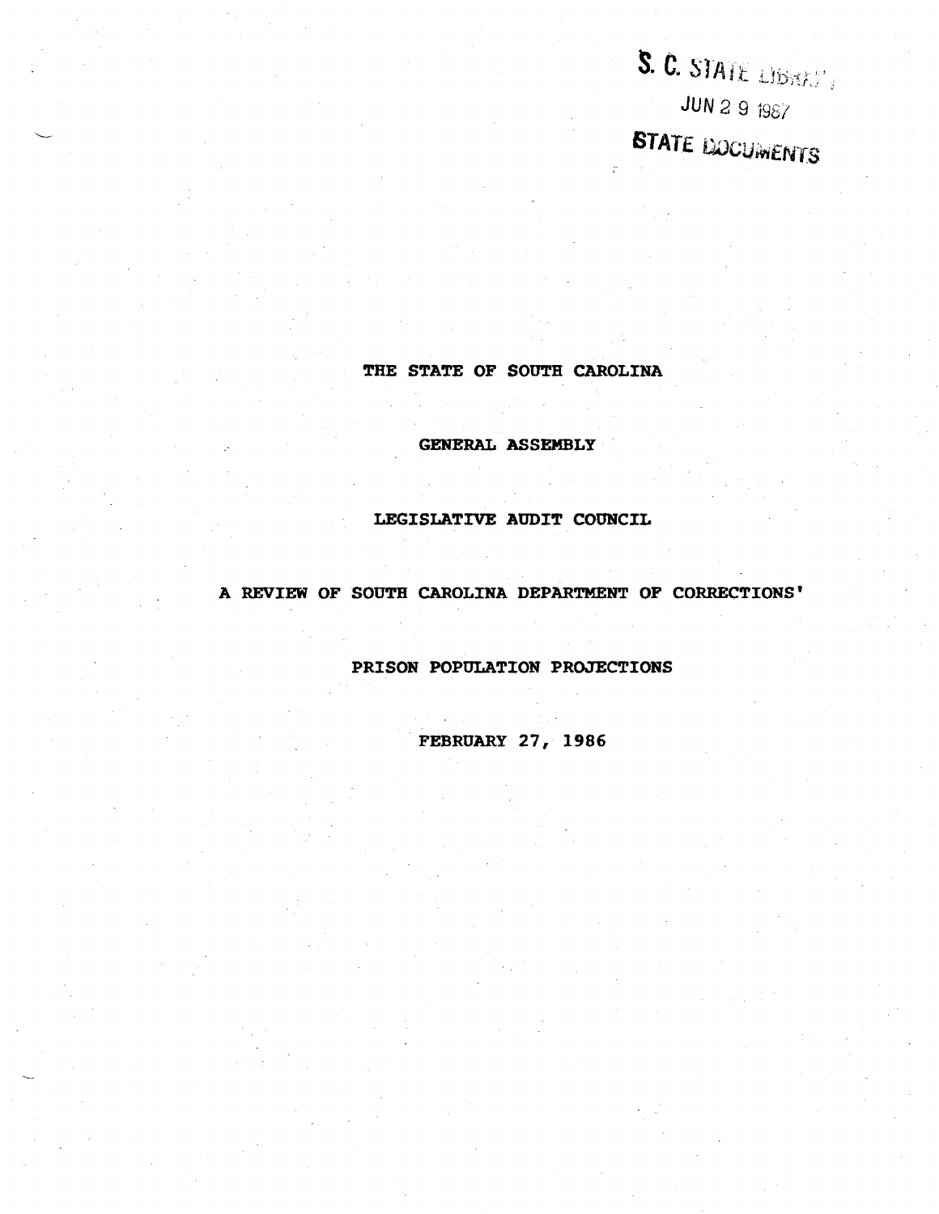S. C. STATE LIBRARY

JUN 2 9 1987

STATE DOCUMENTS

# THE STATE OF SOUTH CAROLINA

# GENERAL ASSEMBLY

# LEGISLATIVE AUDIT COUNCIL

# A REVIEW OF SOUTH CAROLINA DEPARTMENT OF CORRECTIONS'

# PRISON POPULATION PROJECTIONS

FEBRUARY 27, 1986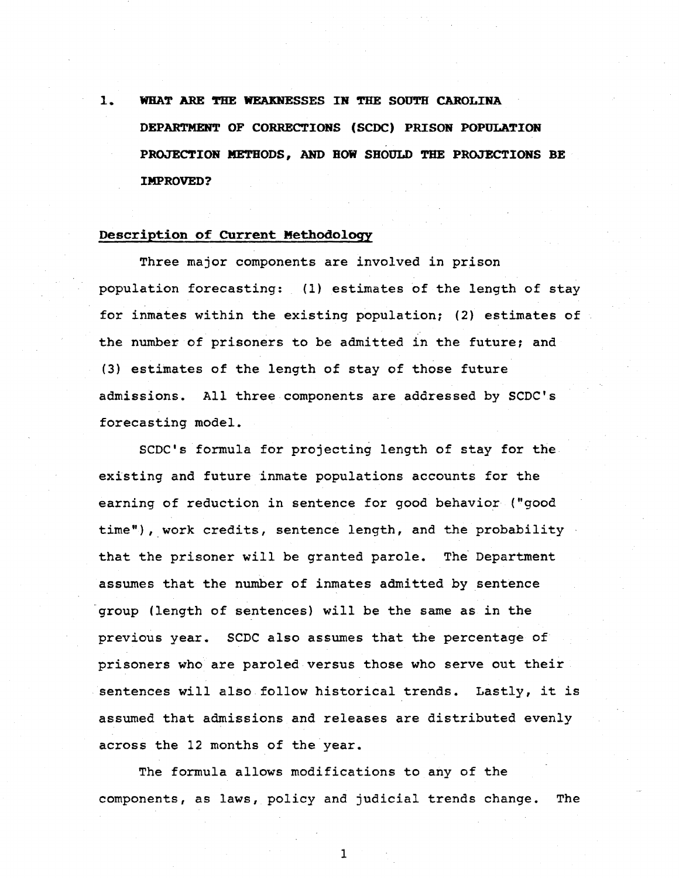## 1. WHAT ARE THE WEAKNESSES IN THE SOUTH CAROLINA DEPARTMENT OF CORRECTIONS (SCDC) PRISON POPULATION PROJECTION METHODS, AND HOW SHOULD THE PROJECTIONS BE IMPROVED?

### Description of Current Methodology

Three major components are involved in prison population forecasting: (1) estimates of the length of stay for inmates within the existing population; (2) estimates of the number of prisoners to be admitted in the future; and (3) estimates of the length of stay of those future admissions. All three components are addressed by SCDC's forecasting model.

SCDC's formula for projecting length of stay for the existing and future inmate populations accounts for the earning of reduction in sentence for good behavior ("good time"), work credits, sentence length, and the probability that the prisoner will be granted parole. The Department assumes that the number of inmates admitted by sentence group (length of sentences) will be the same as in the previous year. SCDC also assumes that the percentage of prisoners who are paroled versus those who serve out their sentences will also follow historical trends. Lastly, it is assumed that admissions and releases are distributed evenly across the 12 months of the year.

The formula allows modifications to any of the components, as laws, policy and judicial trends change. The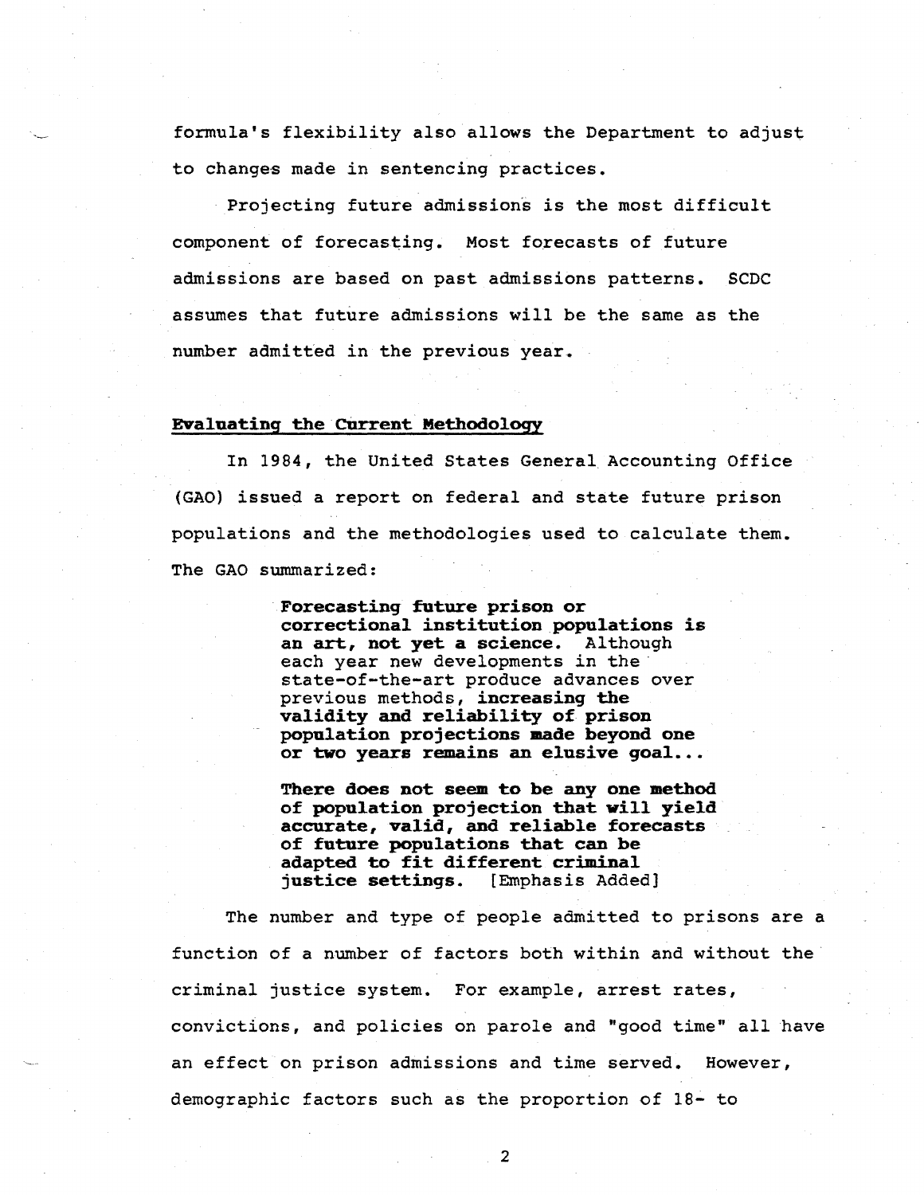formula's flexibility also allows the Department to adjust to changes made in sentencing practices.

Projecting future admissions is the most difficult component of forecasting. Most forecasts of future admissions are based on past admissions patterns. SCDC assumes that future admissions will be the same as the number admitted in the previous year.

## Evaluating the Current Methodology

In 1984, the United States General Accounting Office (GAO) issued a report on federal and state future prison populations and the methodologies used to calculate them. The GAO summarized:

> **Forecasting future prison or correctional institution populations is an art, not yet a science.** Although each year new developments in the state-of-the-art produce advances over previous methods, **increasing the validity and reliability of prison population projections made beyond one or two years remains an elusive goal...**
>
> **There does not seem to be any one method of population projection that will yield accurate, valid, and reliable forecasts of future populations that can be adapted to fit different criminal justice settings.** [Emphasis Added]

The number and type of people admitted to prisons are a function of a number of factors both within and without the criminal justice system. For example, arrest rates, convictions, and policies on parole and "good time" all have an effect on prison admissions and time served. However, demographic factors such as the proportion of 18- to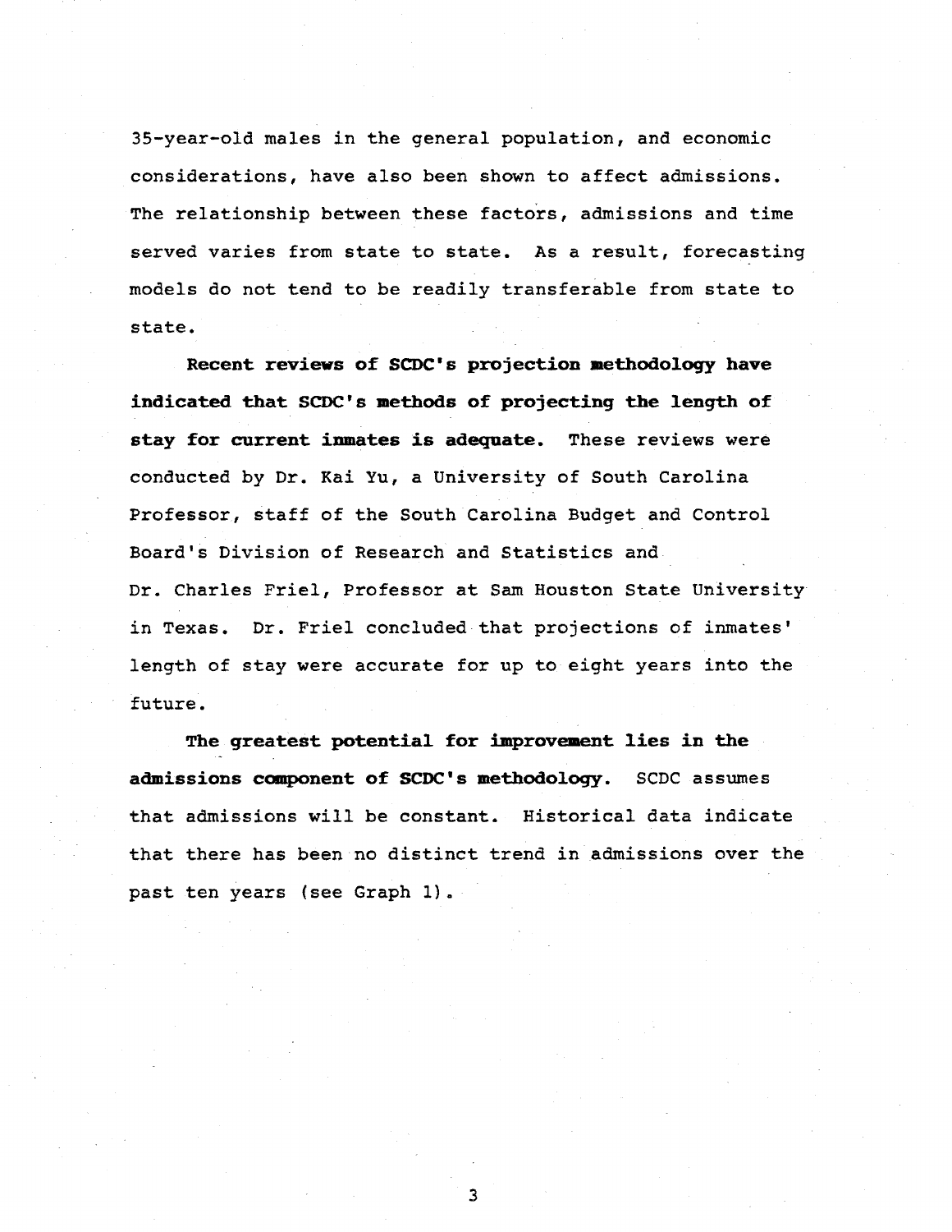35-year-old males in the general population, and economic considerations, have also been shown to affect admissions. The relationship between these factors, admissions and time served varies from state to state. As a result, forecasting models do not tend to be readily transferable from state to state.

**Recent reviews of SCDC's projection methodology have indicated that SCDC's methods of projecting the length of stay for current inmates is adequate.** These reviews were conducted by Dr. Kai Yu, a University of South Carolina Professor, staff of the South Carolina Budget and Control Board's Division of Research and Statistics and Dr. Charles Friel, Professor at Sam Houston State University in Texas. Dr. Friel concluded that projections of inmates' length of stay were accurate for up to eight years into the future.

**The greatest potential for improvement lies in the admissions component of SCDC's methodology.** SCDC assumes that admissions will be constant. Historical data indicate that there has been no distinct trend in admissions over the past ten years (see Graph 1).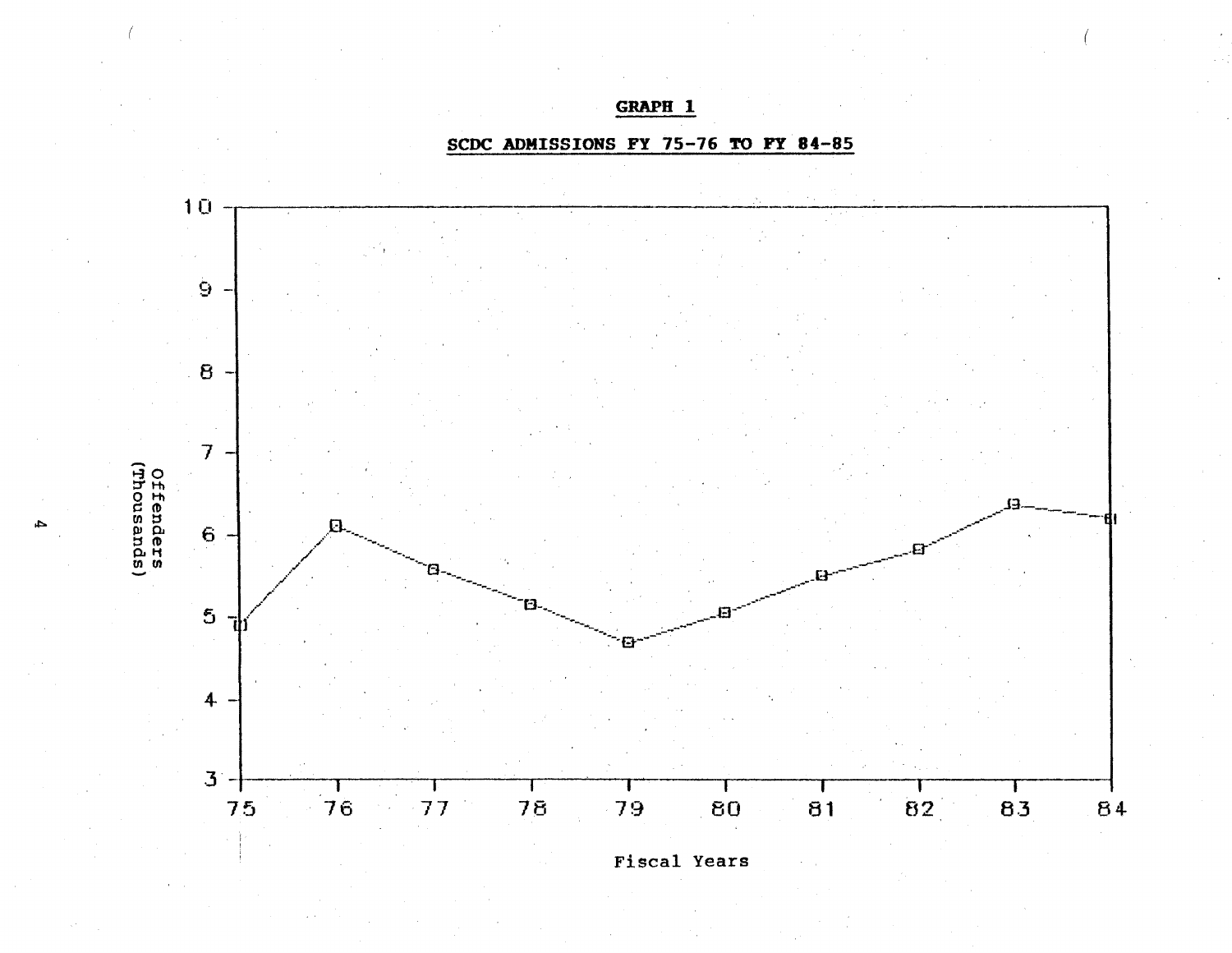**GRAPH 1**

**SCDC ADMISSIONS FY 75-76 TO FY 84-85**

Offenders (Thousands)

10
9
8
7
6
5
4
3

75 76 77 78 79 80 81 82 83 84

Fiscal Years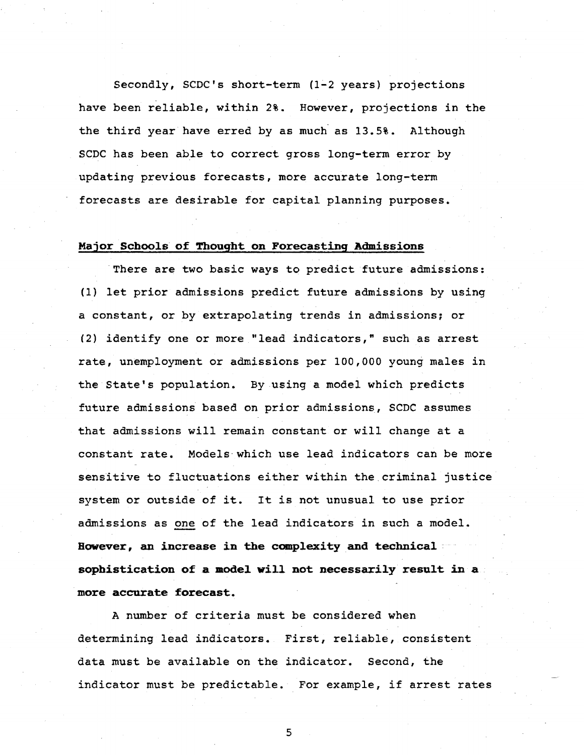Secondly, SCDC's short-term (1-2 years) projections have been reliable, within 2%. However, projections in the the third year have erred by as much as 13.5%. Although SCDC has been able to correct gross long-term error by updating previous forecasts, more accurate long-term forecasts are desirable for capital planning purposes.

## Major Schools of Thought on Forecasting Admissions

There are two basic ways to predict future admissions: (1) let prior admissions predict future admissions by using a constant, or by extrapolating trends in admissions; or (2) identify one or more "lead indicators," such as arrest rate, unemployment or admissions per 100,000 young males in the State's population. By using a model which predicts future admissions based on prior admissions, SCDC assumes that admissions will remain constant or will change at a constant rate. Models which use lead indicators can be more sensitive to fluctuations either within the criminal justice system or outside of it. It is not unusual to use prior admissions as one of the lead indicators in such a model. **However, an increase in the complexity and technical sophistication of a model will not necessarily result in a more accurate forecast.**

A number of criteria must be considered when determining lead indicators. First, reliable, consistent data must be available on the indicator. Second, the indicator must be predictable. For example, if arrest rates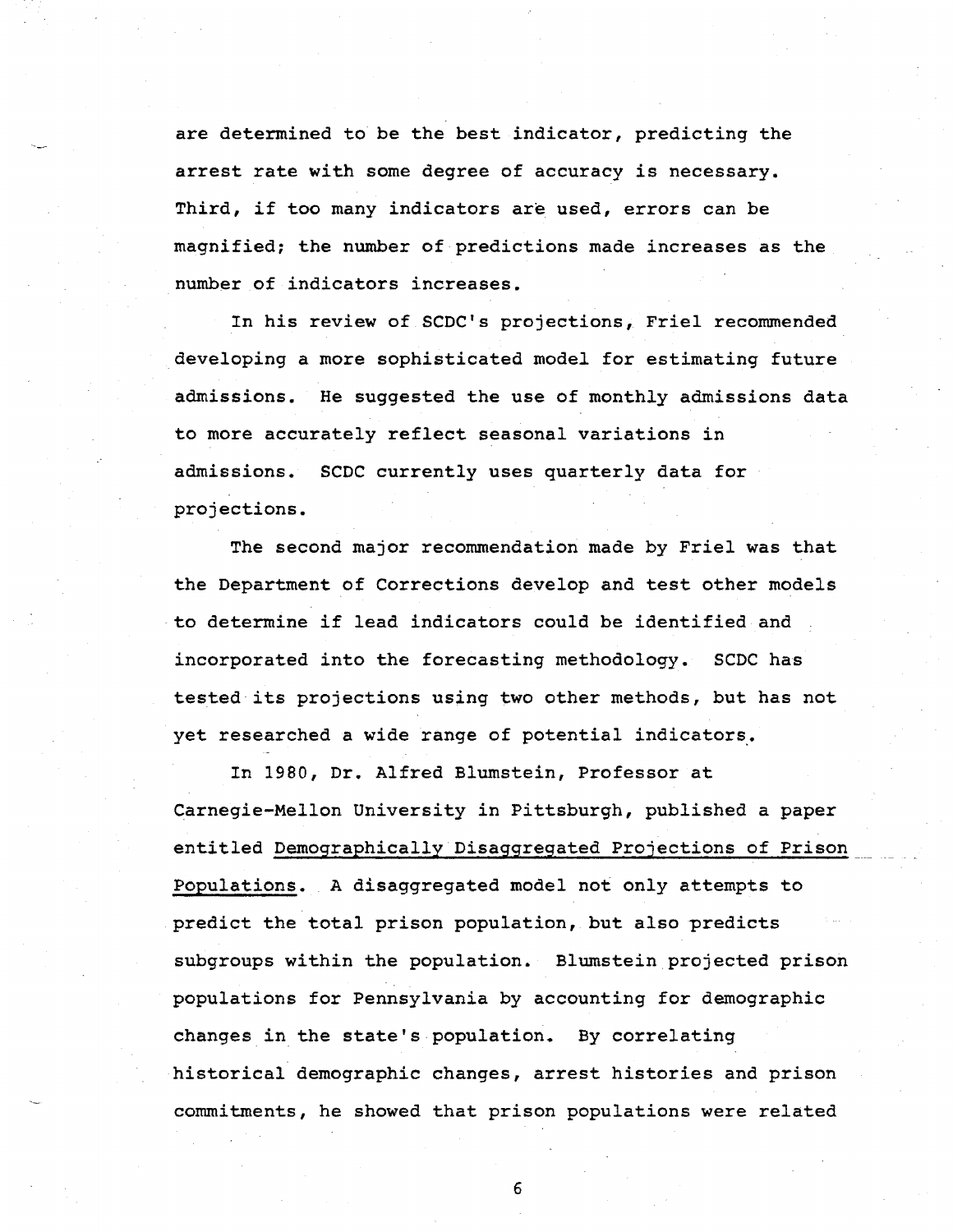are determined to be the best indicator, predicting the arrest rate with some degree of accuracy is necessary. Third, if too many indicators are used, errors can be magnified; the number of predictions made increases as the number of indicators increases.

In his review of SCDC's projections, Friel recommended developing a more sophisticated model for estimating future admissions. He suggested the use of monthly admissions data to more accurately reflect seasonal variations in admissions. SCDC currently uses quarterly data for projections.

The second major recommendation made by Friel was that the Department of Corrections develop and test other models to determine if lead indicators could be identified and incorporated into the forecasting methodology. SCDC has tested its projections using two other methods, but has not yet researched a wide range of potential indicators.

In 1980, Dr. Alfred Blumstein, Professor at Carnegie-Mellon University in Pittsburgh, published a paper entitled Demographically Disaggregated Projections of Prison Populations. A disaggregated model not only attempts to predict the total prison population, but also predicts subgroups within the population. Blumstein projected prison populations for Pennsylvania by accounting for demographic changes in the state's population. By correlating historical demographic changes, arrest histories and prison commitments, he showed that prison populations were related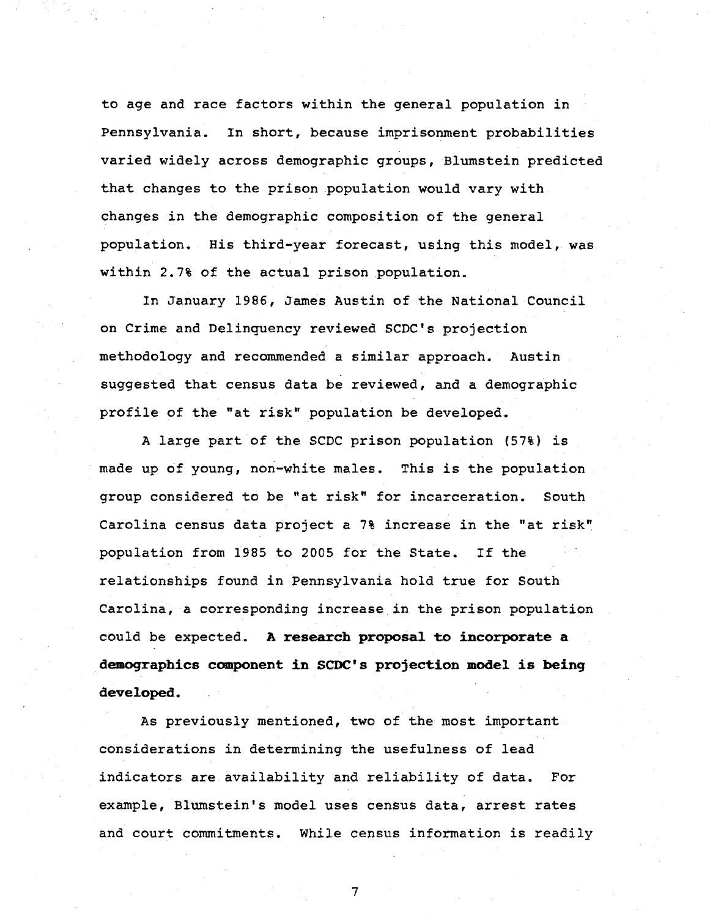to age and race factors within the general population in Pennsylvania. In short, because imprisonment probabilities varied widely across demographic groups, Blumstein predicted that changes to the prison population would vary with changes in the demographic composition of the general population. His third-year forecast, using this model, was within 2.7% of the actual prison population.

In January 1986, James Austin of the National Council on Crime and Delinquency reviewed SCDC's projection methodology and recommended a similar approach. Austin suggested that census data be reviewed, and a demographic profile of the "at risk" population be developed.

A large part of the SCDC prison population (57%) is made up of young, non-white males. This is the population group considered to be "at risk" for incarceration. South Carolina census data project a 7% increase in the "at risk" population from 1985 to 2005 for the State. If the relationships found in Pennsylvania hold true for South Carolina, a corresponding increase in the prison population could be expected. **A research proposal to incorporate a demographics component in SCDC's projection model is being developed.**

As previously mentioned, two of the most important considerations in determining the usefulness of lead indicators are availability and reliability of data. For example, Blumstein's model uses census data, arrest rates and court commitments. While census information is readily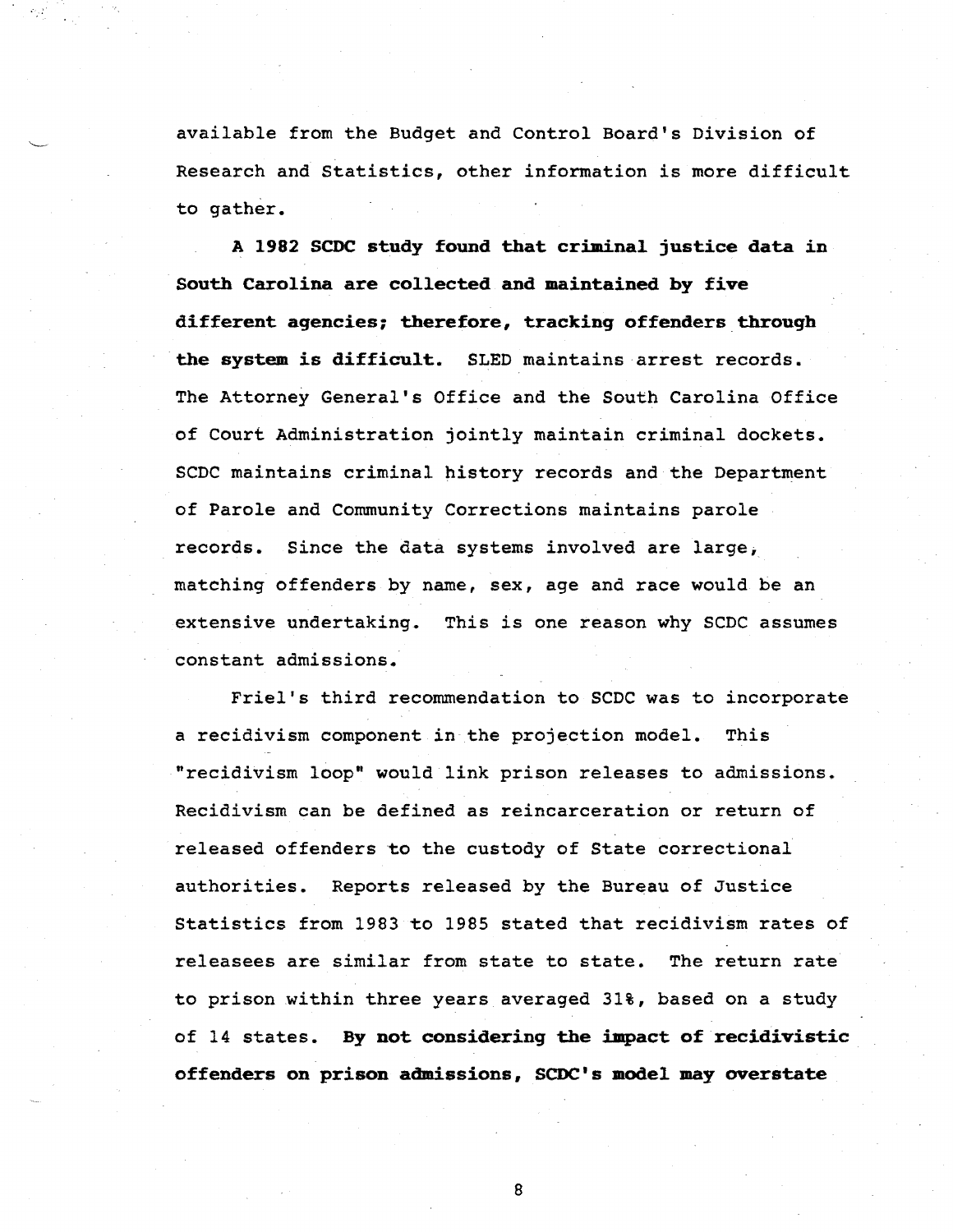available from the Budget and Control Board's Division of Research and Statistics, other information is more difficult to gather.

**A 1982 SCDC study found that criminal justice data in South Carolina are collected and maintained by five different agencies; therefore, tracking offenders through the system is difficult.** SLED maintains arrest records. The Attorney General's Office and the South Carolina Office of Court Administration jointly maintain criminal dockets. SCDC maintains criminal history records and the Department of Parole and Community Corrections maintains parole records. Since the data systems involved are large, matching offenders by name, sex, age and race would be an extensive undertaking. This is one reason why SCDC assumes constant admissions.

Friel's third recommendation to SCDC was to incorporate a recidivism component in the projection model. This "recidivism loop" would link prison releases to admissions. Recidivism can be defined as reincarceration or return of released offenders to the custody of State correctional authorities. Reports released by the Bureau of Justice Statistics from 1983 to 1985 stated that recidivism rates of releasees are similar from state to state. The return rate to prison within three years averaged 31%, based on a study of 14 states. **By not considering the impact of recidivistic offenders on prison admissions, SCDC's model may overstate**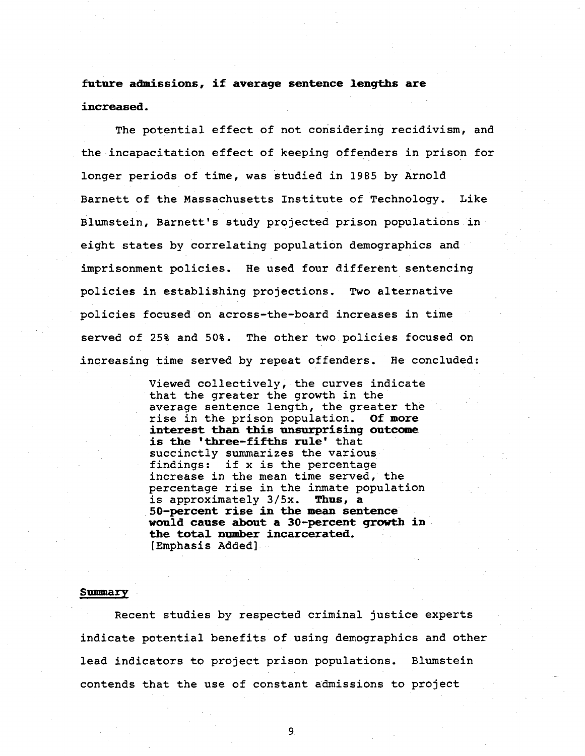**future admissions, if average sentence lengths are increased.**

The potential effect of not considering recidivism, and the incapacitation effect of keeping offenders in prison for longer periods of time, was studied in 1985 by Arnold Barnett of the Massachusetts Institute of Technology. Like Blumstein, Barnett's study projected prison populations in eight states by correlating population demographics and imprisonment policies. He used four different sentencing policies in establishing projections. Two alternative policies focused on across-the-board increases in time served of 25% and 50%. The other two policies focused on increasing time served by repeat offenders. He concluded:

> Viewed collectively, the curves indicate that the greater the growth in the average sentence length, the greater the rise in the prison population. **Of more interest than this unsurprising outcome is the 'three-fifths rule'** that succinctly summarizes the various findings: if x is the percentage increase in the mean time served, the percentage rise in the inmate population is approximately 3/5x. **Thus, a 50-percent rise in the mean sentence would cause about a 30-percent growth in the total number incarcerated.** [Emphasis Added]

## Summary

Recent studies by respected criminal justice experts indicate potential benefits of using demographics and other lead indicators to project prison populations. Blumstein contends that the use of constant admissions to project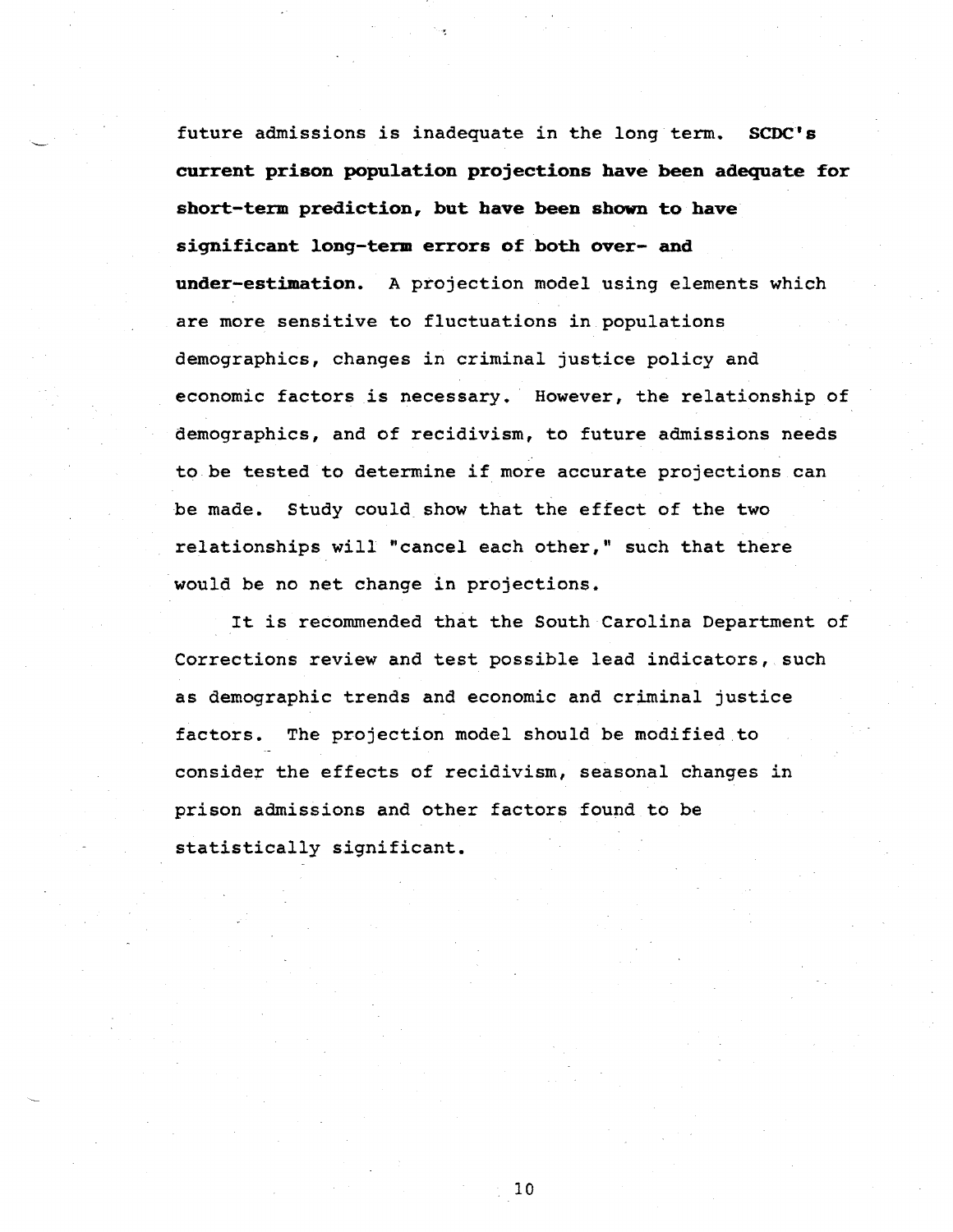future admissions is inadequate in the long term. **SCDC's current prison population projections have been adequate for short-term prediction, but have been shown to have significant long-term errors of both over- and under-estimation.** A projection model using elements which are more sensitive to fluctuations in populations demographics, changes in criminal justice policy and economic factors is necessary. However, the relationship of demographics, and of recidivism, to future admissions needs to be tested to determine if more accurate projections can be made. Study could show that the effect of the two relationships will "cancel each other," such that there would be no net change in projections.

It is recommended that the South Carolina Department of Corrections review and test possible lead indicators, such as demographic trends and economic and criminal justice factors. The projection model should be modified to consider the effects of recidivism, seasonal changes in prison admissions and other factors found to be statistically significant.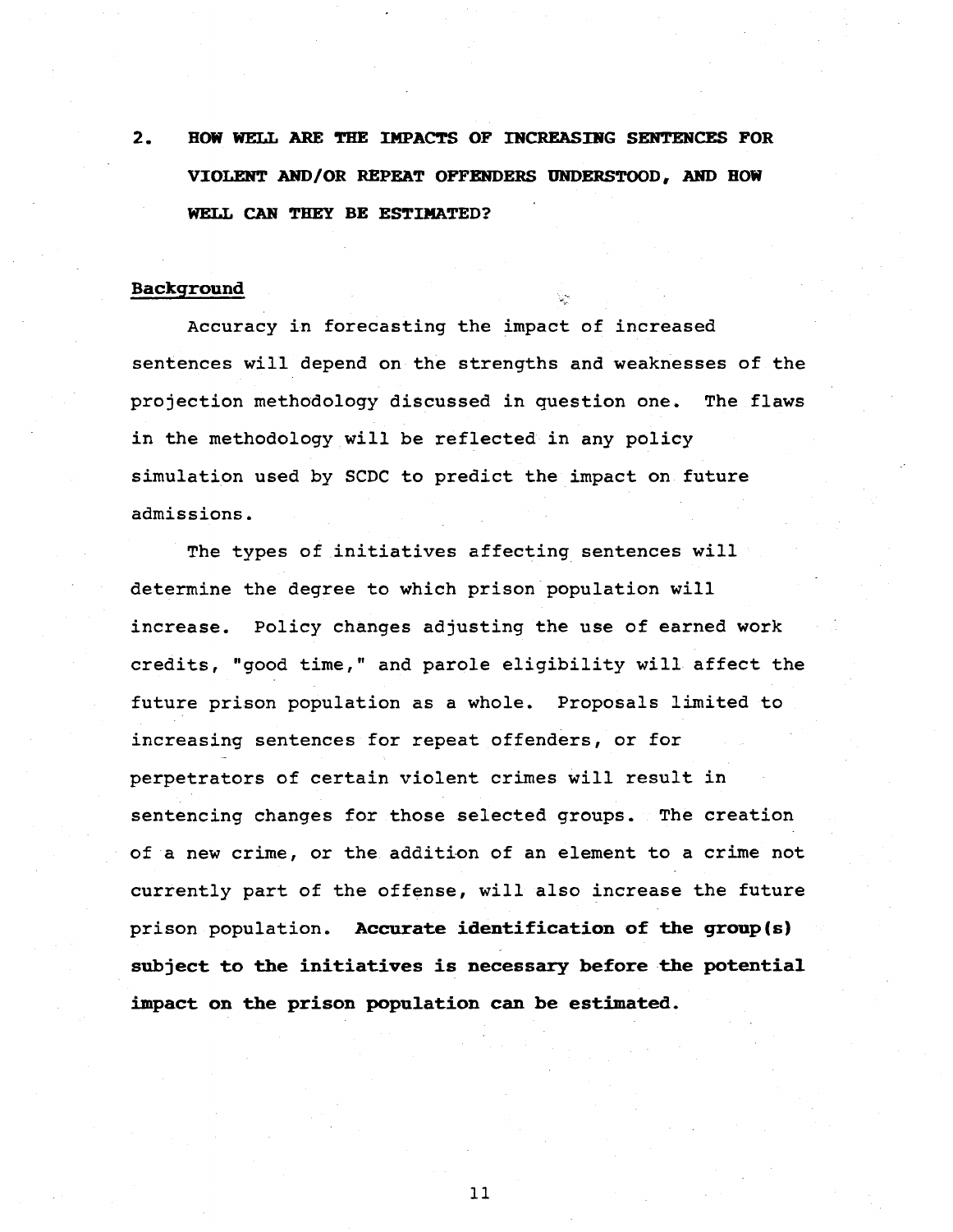## 2. HOW WELL ARE THE IMPACTS OF INCREASING SENTENCES FOR VIOLENT AND/OR REPEAT OFFENDERS UNDERSTOOD, AND HOW WELL CAN THEY BE ESTIMATED?

### Background

Accuracy in forecasting the impact of increased sentences will depend on the strengths and weaknesses of the projection methodology discussed in question one. The flaws in the methodology will be reflected in any policy simulation used by SCDC to predict the impact on future admissions.

The types of initiatives affecting sentences will determine the degree to which prison population will increase. Policy changes adjusting the use of earned work credits, "good time," and parole eligibility will affect the future prison population as a whole. Proposals limited to increasing sentences for repeat offenders, or for perpetrators of certain violent crimes will result in sentencing changes for those selected groups. The creation of a new crime, or the addition of an element to a crime not currently part of the offense, will also increase the future prison population. **Accurate identification of the group(s) subject to the initiatives is necessary before the potential impact on the prison population can be estimated.**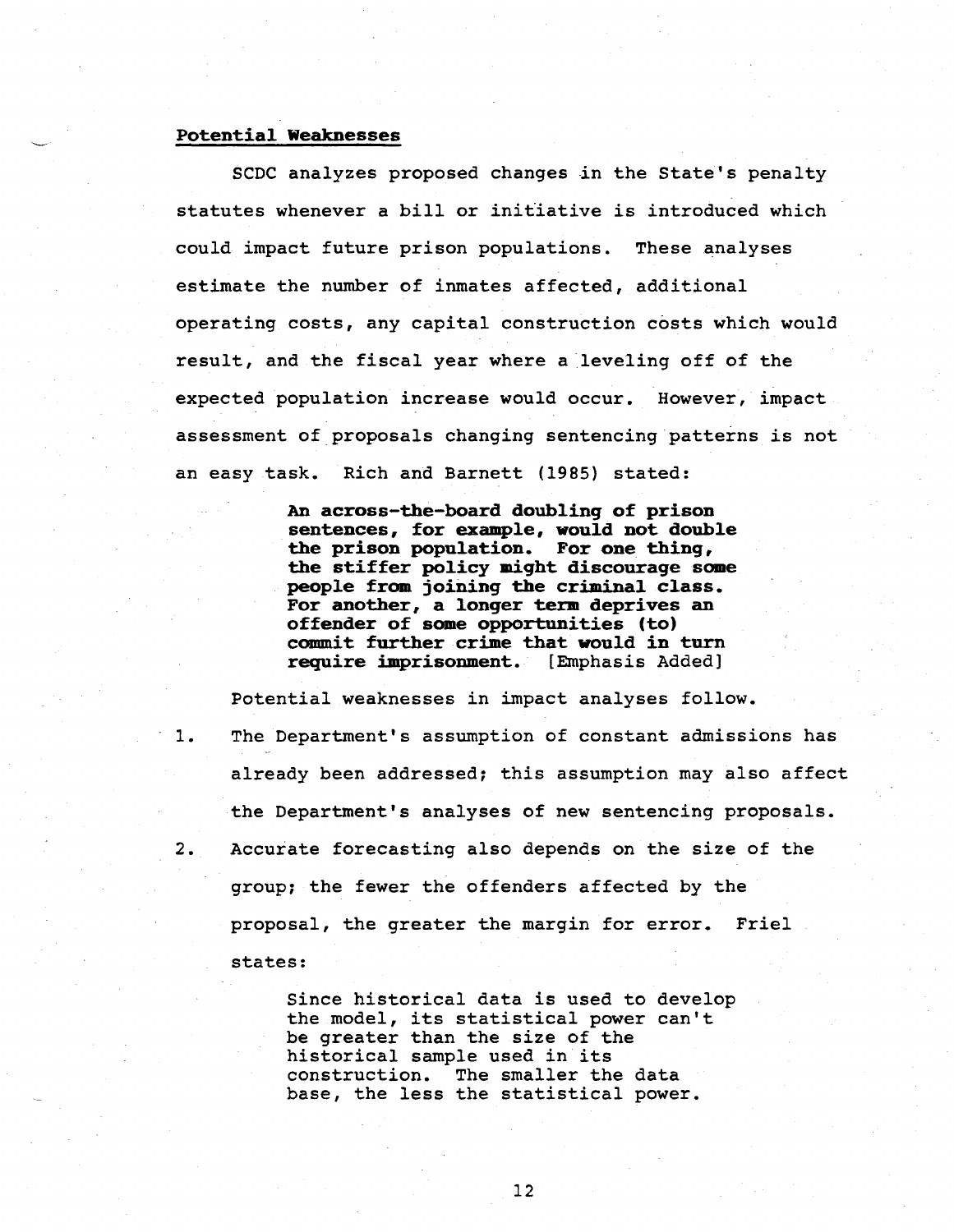**Potential Weaknesses**

SCDC analyzes proposed changes in the State's penalty statutes whenever a bill or initiative is introduced which could impact future prison populations. These analyses estimate the number of inmates affected, additional operating costs, any capital construction costs which would result, and the fiscal year where a leveling off of the expected population increase would occur. However, impact assessment of proposals changing sentencing patterns is not an easy task. Rich and Barnett (1985) stated:

> **An across-the-board doubling of prison sentences, for example, would not double the prison population. For one thing, the stiffer policy might discourage some people from joining the criminal class. For another, a longer term deprives an offender of some opportunities (to) commit further crime that would in turn require imprisonment.** [Emphasis Added]

Potential weaknesses in impact analyses follow.

1. The Department's assumption of constant admissions has already been addressed; this assumption may also affect the Department's analyses of new sentencing proposals.

2. Accurate forecasting also depends on the size of the group; the fewer the offenders affected by the proposal, the greater the margin for error. Friel states:

   > Since historical data is used to develop the model, its statistical power can't be greater than the size of the historical sample used in its construction. The smaller the data base, the less the statistical power.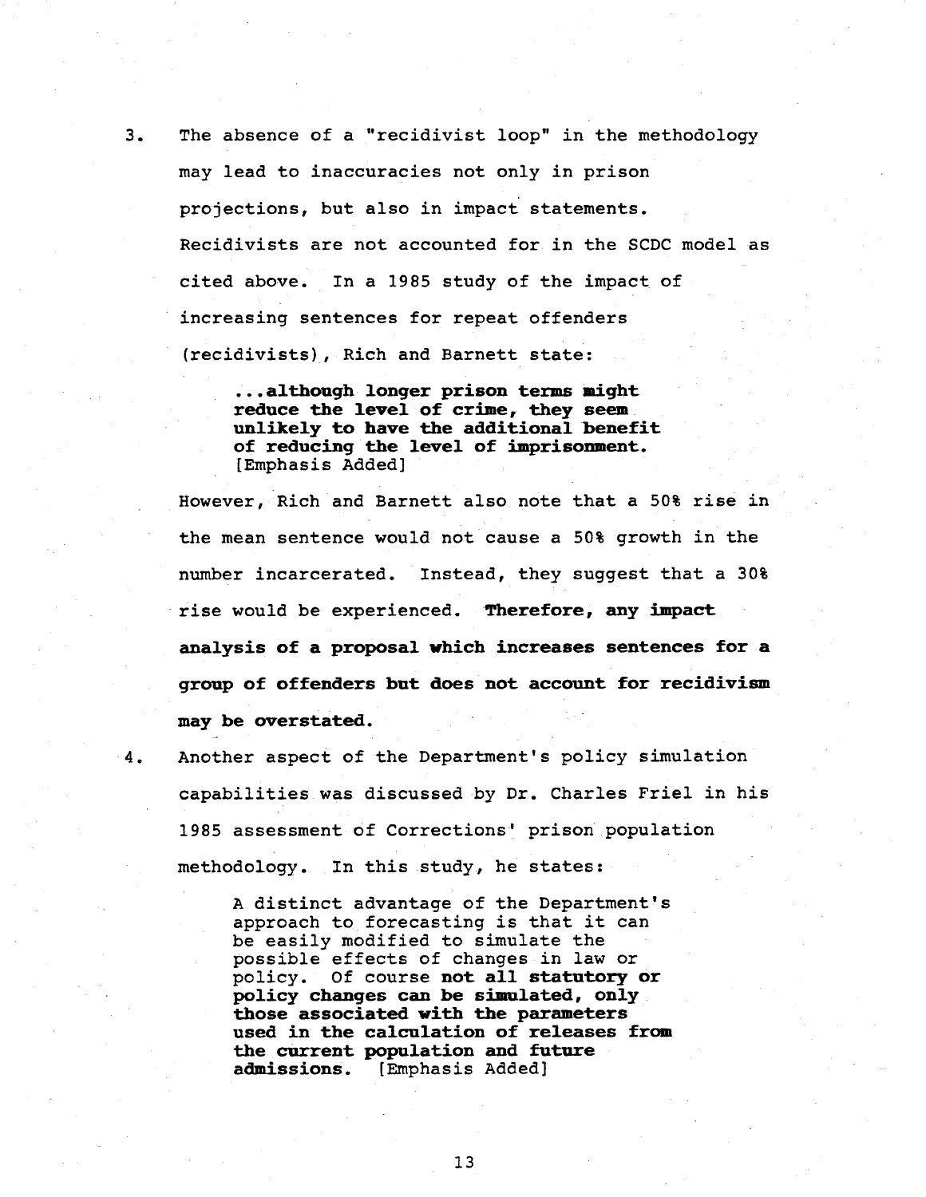3. The absence of a "recidivist loop" in the methodology may lead to inaccuracies not only in prison projections, but also in impact statements. Recidivists are not accounted for in the SCDC model as cited above. In a 1985 study of the impact of increasing sentences for repeat offenders (recidivists), Rich and Barnett state:

   > **...although longer prison terms might reduce the level of crime, they seem unlikely to have the additional benefit of reducing the level of imprisonment.** [Emphasis Added]

   However, Rich and Barnett also note that a 50% rise in the mean sentence would not cause a 50% growth in the number incarcerated. Instead, they suggest that a 30% rise would be experienced. **Therefore, any impact analysis of a proposal which increases sentences for a group of offenders but does not account for recidivism may be overstated.**

4. Another aspect of the Department's policy simulation capabilities was discussed by Dr. Charles Friel in his 1985 assessment of Corrections' prison population methodology. In this study, he states:

   > A distinct advantage of the Department's approach to forecasting is that it can be easily modified to simulate the possible effects of changes in law or policy. Of course **not all statutory or policy changes can be simulated, only those associated with the parameters used in the calculation of releases from the current population and future admissions.** [Emphasis Added]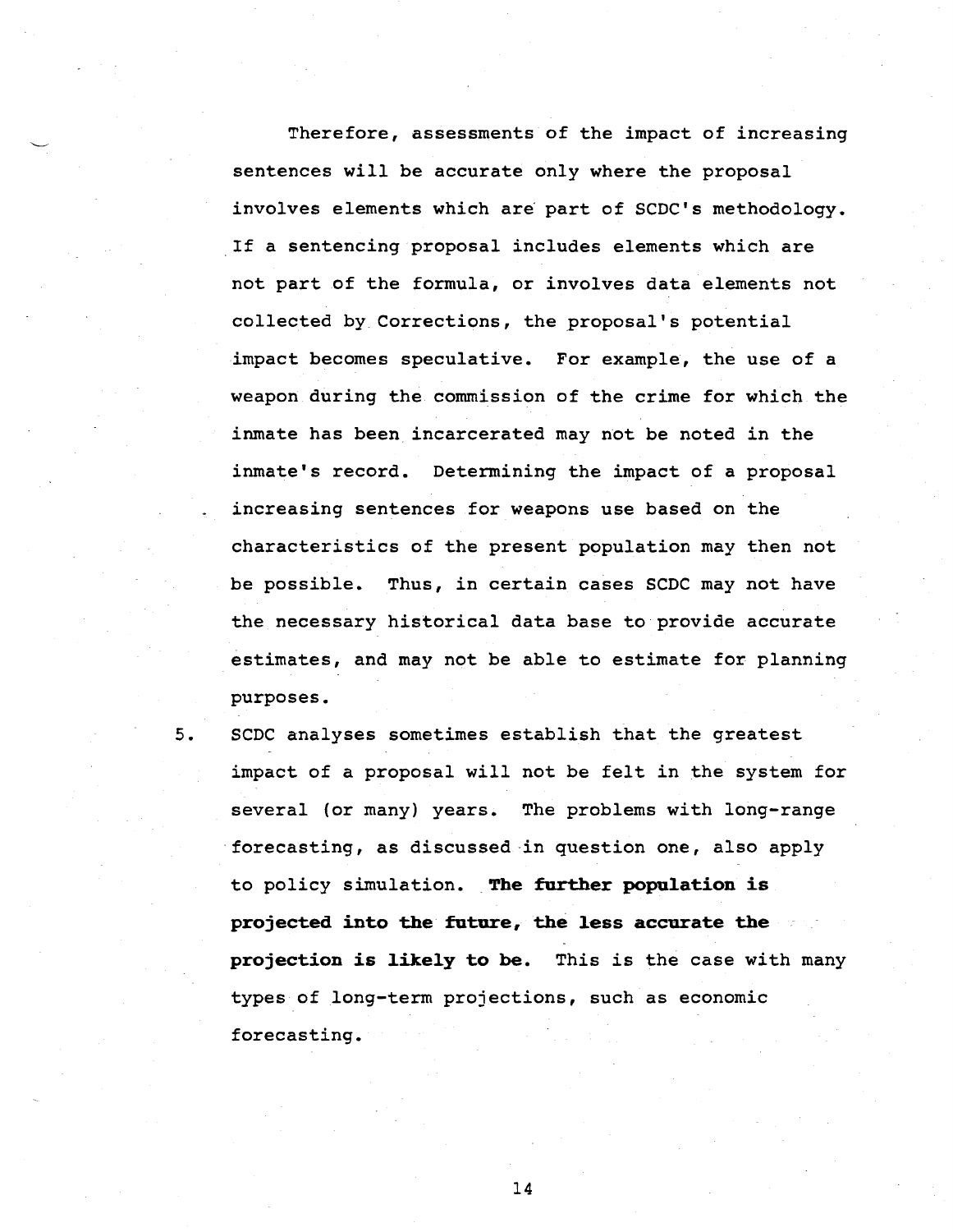Therefore, assessments of the impact of increasing sentences will be accurate only where the proposal involves elements which are part of SCDC's methodology. If a sentencing proposal includes elements which are not part of the formula, or involves data elements not collected by Corrections, the proposal's potential impact becomes speculative. For example, the use of a weapon during the commission of the crime for which the inmate has been incarcerated may not be noted in the inmate's record. Determining the impact of a proposal increasing sentences for weapons use based on the characteristics of the present population may then not be possible. Thus, in certain cases SCDC may not have the necessary historical data base to provide accurate estimates, and may not be able to estimate for planning purposes.

5. SCDC analyses sometimes establish that the greatest impact of a proposal will not be felt in the system for several (or many) years. The problems with long-range forecasting, as discussed in question one, also apply to policy simulation. **The further population is projected into the future, the less accurate the projection is likely to be.** This is the case with many types of long-term projections, such as economic forecasting.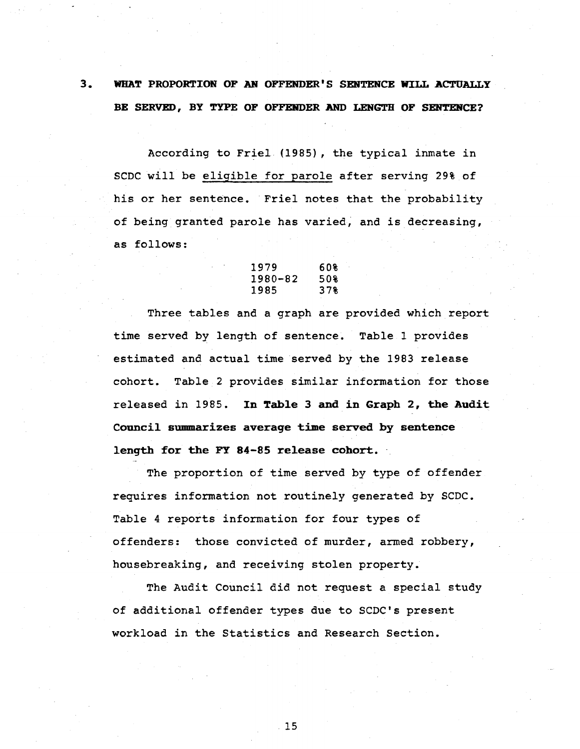## 3. WHAT PROPORTION OF AN OFFENDER'S SENTENCE WILL ACTUALLY BE SERVED, BY TYPE OF OFFENDER AND LENGTH OF SENTENCE?

According to Friel (1985), the typical inmate in SCDC will be eligible for parole after serving 29% of his or her sentence. Friel notes that the probability of being granted parole has varied, and is decreasing, as follows:

| | |
|---|---|
| 1979 | 60% |
| 1980-82 | 50% |
| 1985 | 37% |

Three tables and a graph are provided which report time served by length of sentence. Table 1 provides estimated and actual time served by the 1983 release cohort. Table 2 provides similar information for those released in 1985. **In Table 3 and in Graph 2, the Audit Council summarizes average time served by sentence length for the FY 84-85 release cohort.**

The proportion of time served by type of offender requires information not routinely generated by SCDC. Table 4 reports information for four types of offenders: those convicted of murder, armed robbery, housebreaking, and receiving stolen property.

The Audit Council did not request a special study of additional offender types due to SCDC's present workload in the Statistics and Research Section.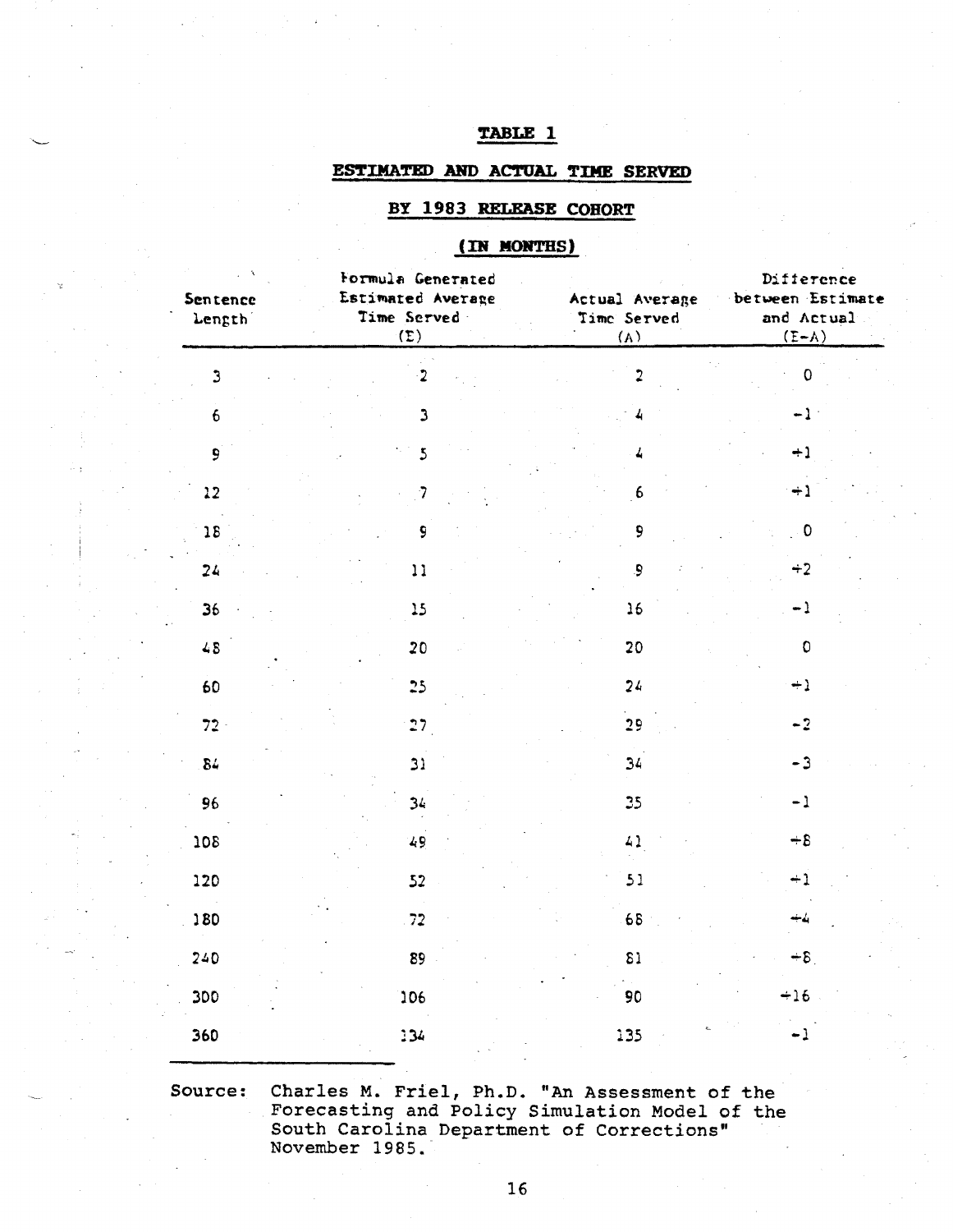**TABLE 1**

**ESTIMATED AND ACTUAL TIME SERVED**

**BY 1983 RELEASE COHORT**

**(IN MONTHS)**

| Sentence Length | Formula Generated Estimated Average Time Served (E) | Actual Average Time Served (A) | Difference between Estimate and Actual (E-A) |
|---|---|---|---|
| 3 | 2 | 2 | 0 |
| 6 | 3 | 4 | -1 |
| 9 | 5 | 4 | +1 |
| 12 | 7 | 6 | +1 |
| 18 | 9 | 9 | 0 |
| 24 | 11 | 9 | +2 |
| 36 | 15 | 16 | -1 |
| 48 | 20 | 20 | 0 |
| 60 | 25 | 24 | +1 |
| 72 | 27 | 29 | -2 |
| 84 | 31 | 34 | -3 |
| 96 | 34 | 35 | -1 |
| 108 | 49 | 41 | +8 |
| 120 | 52 | 51 | +1 |
| 180 | 72 | 68 | +4 |
| 240 | 89 | 81 | +8 |
| 300 | 106 | 90 | +16 |
| 360 | 134 | 135 | -1 |

Source: Charles M. Friel, Ph.D. "An Assessment of the Forecasting and Policy Simulation Model of the South Carolina Department of Corrections" November 1985.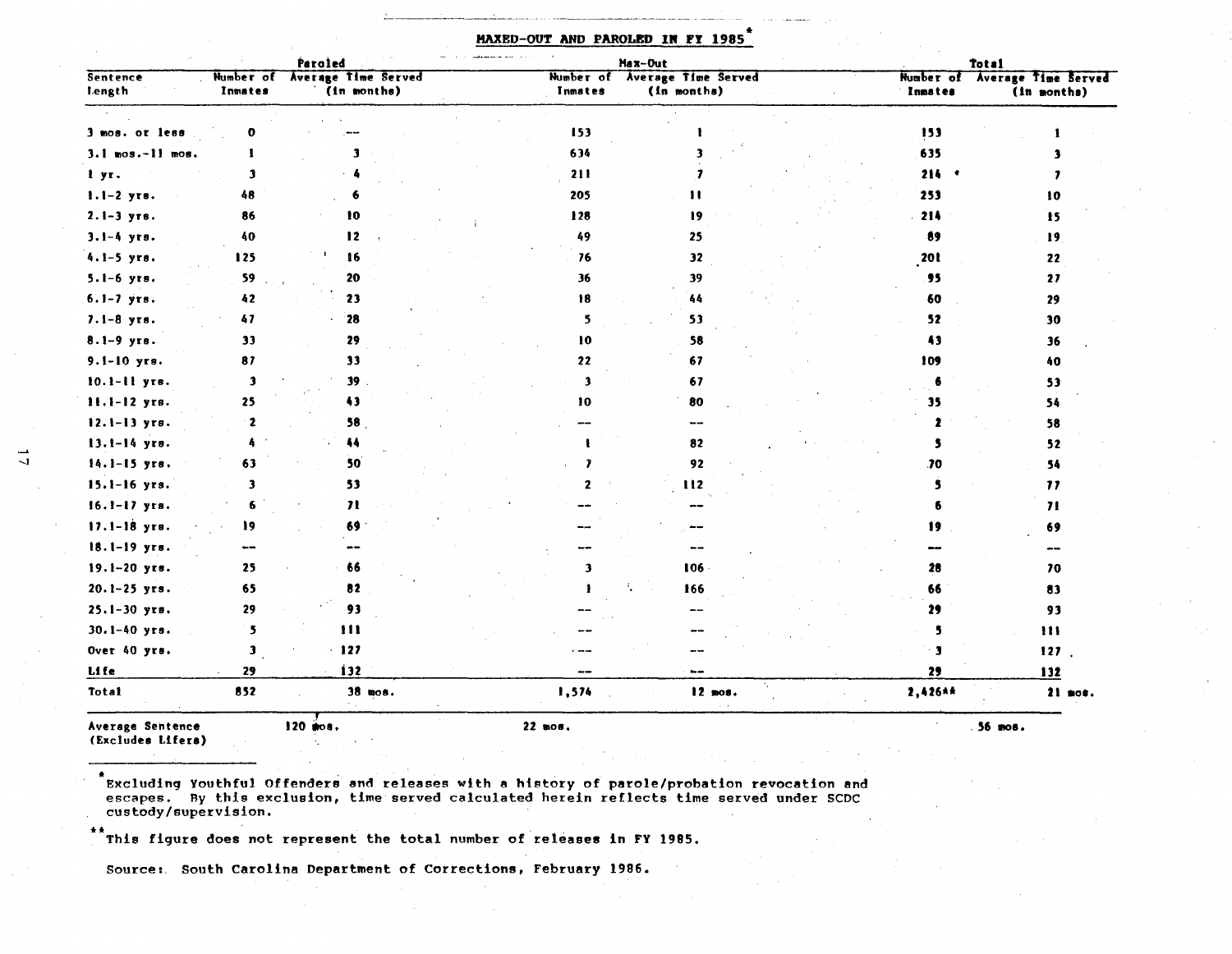## MAXED-OUT AND PAROLED IN FY 1985*

| Sentence Length | Paroled | | Max-Out | | Total | |
|---|---|---|---|---|---|---|
| | Number of Inmates | Average Time Served (in months) | Number of Inmates | Average Time Served (in months) | Number of Inmates | Average Time Served (in months) |
| 3 mos. or less | 0 | -- | 153 | 1 | 153 | 1 |
| 3.1 mos.-11 mos. | 1 | 3 | 634 | 3 | 635 | 3 |
| 1 yr. | 3 | 4 | 211 | 7 | 214 | 7 |
| 1.1-2 yrs. | 48 | 6 | 205 | 11 | 253 | 10 |
| 2.1-3 yrs. | 86 | 10 | 128 | 19 | 214 | 15 |
| 3.1-4 yrs. | 40 | 12 | 49 | 25 | 89 | 19 |
| 4.1-5 yrs. | 125 | 16 | 76 | 32 | 201 | 22 |
| 5.1-6 yrs. | 59 | 20 | 36 | 39 | 95 | 27 |
| 6.1-7 yrs. | 42 | 23 | 18 | 44 | 60 | 29 |
| 7.1-8 yrs. | 47 | 28 | 5 | 53 | 52 | 30 |
| 8.1-9 yrs. | 33 | 29 | 10 | 58 | 43 | 36 |
| 9.1-10 yrs. | 87 | 33 | 22 | 67 | 109 | 40 |
| 10.1-11 yrs. | 3 | 39 | 3 | 67 | 6 | 53 |
| 11.1-12 yrs. | 25 | 43 | 10 | 80 | 35 | 54 |
| 12.1-13 yrs. | 2 | 58 | -- | -- | 2 | 58 |
| 13.1-14 yrs. | 4 | 44 | 1 | 82 | 5 | 52 |
| 14.1-15 yrs. | 63 | 50 | 7 | 92 | 70 | 54 |
| 15.1-16 yrs. | 3 | 53 | 2 | 112 | 5 | 77 |
| 16.1-17 yrs. | 6 | 71 | -- | -- | 6 | 71 |
| 17.1-18 yrs. | 19 | 69 | -- | -- | 19 | 69 |
| 18.1-19 yrs. | -- | -- | -- | -- | -- | -- |
| 19.1-20 yrs. | 25 | 66 | 3 | 106 | 28 | 70 |
| 20.1-25 yrs. | 65 | 82 | 1 | 166 | 66 | 83 |
| 25.1-30 yrs. | 29 | 93 | -- | -- | 29 | 93 |
| 30.1-40 yrs. | 5 | 111 | -- | -- | 5 | 111 |
| Over 40 yrs. | 3 | 127 | -- | -- | 3 | 127 |
| Life | 29 | 132 | -- | -- | 29 | 132 |
| Total | 852 | 38 mos. | 1,574 | 12 mos. | 2,426** | 21 mos. |
| Average Sentence (Excludes Lifers) | 120 mos. | | 22 mos. | | 56 mos. | |

*Excluding Youthful Offenders and releases with a history of parole/probation revocation and escapes. By this exclusion, time served calculated herein reflects time served under SCDC custody/supervision.

**This figure does not represent the total number of releases in FY 1985.

Source: South Carolina Department of Corrections, February 1986.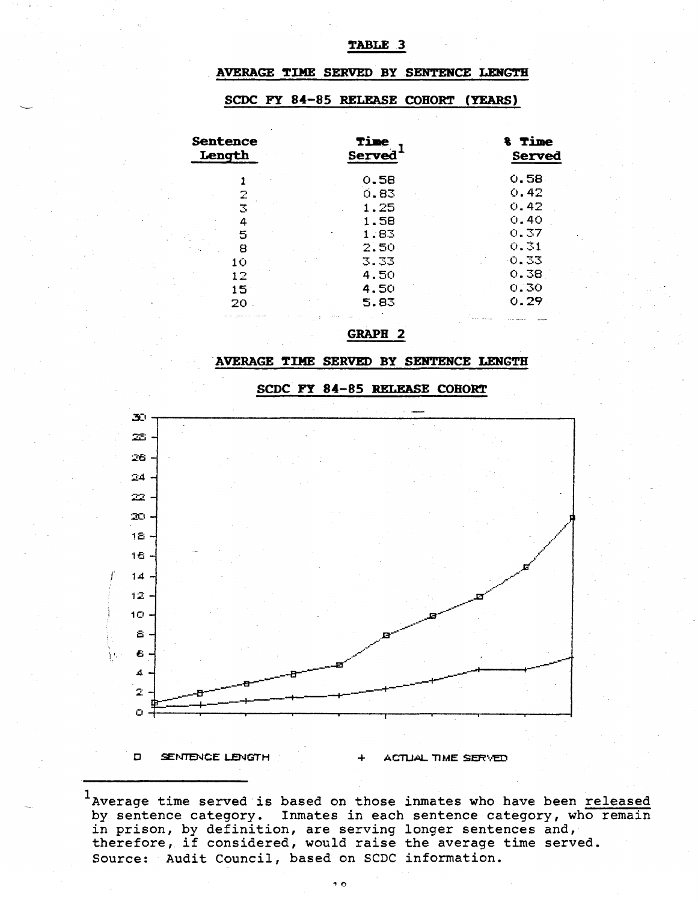**TABLE 3**

**AVERAGE TIME SERVED BY SENTENCE LENGTH**

**SCDC FY 84-85 RELEASE COHORT (YEARS)**

| Sentence Length | Time Served[1] | % Time Served |
|---|---|---|
| 1 | 0.58 | 0.58 |
| 2 | 0.83 | 0.42 |
| 3 | 1.25 | 0.42 |
| 4 | 1.58 | 0.40 |
| 5 | 1.83 | 0.37 |
| 8 | 2.50 | 0.31 |
| 10 | 3.33 | 0.33 |
| 12 | 4.50 | 0.38 |
| 15 | 4.50 | 0.30 |
| 20 | 5.83 | 0.29 |

**GRAPH 2**

**AVERAGE TIME SERVED BY SENTENCE LENGTH**

**SCDC FY 84-85 RELEASE COHORT**

□ SENTENCE LENGTH + ACTUAL TIME SERVED

---

[1]Average time served is based on those inmates who have been released by sentence category. Inmates in each sentence category, who remain in prison, by definition, are serving longer sentences and, therefore, if considered, would raise the average time served.
Source: Audit Council, based on SCDC information.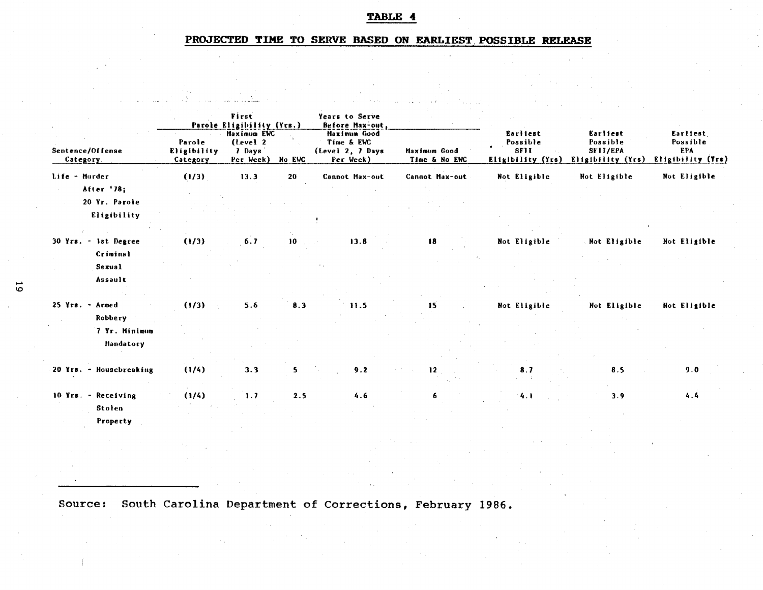# TABLE 4

## PROJECTED TIME TO SERVE BASED ON EARLIEST POSSIBLE RELEASE

| Sentence/Offense Category | Parole Eligibility Category | First Parole Eligibility (Yrs.) Maximum EWC (Level 2 7 Days Per Week) | No EWC | Years to Serve Before Max-out, Maximum Good Time & EWC (Level 2, 7 Days Per Week) | Maximum Good Time & No EWC | Earliest Possible SFII Eligibility (Yrs) | Earliest Possible SFII/EPA Eligibility (Yrs) | Earliest Possible EPA Eligibility (Yrs) |
|---|---|---|---|---|---|---|---|---|
| Life - Murder After '78; 20 Yr. Parole Eligibility | (1/3) | 13.3 | 20 | Cannot Max-out | Cannot Max-out | Not Eligible | Not Eligible | Not Eligible |
| 30 Yrs. - 1st Degree Criminal Sexual Assault | (1/3) | 6.7 | 10 | 13.8 | 18 | Not Eligible | Not Eligible | Not Eligible |
| 25 Yrs. - Armed Robbery 7 Yr. Minimum Mandatory | (1/3) | 5.6 | 8.3 | 11.5 | 15 | Not Eligible | Not Eligible | Not Eligible |
| 20 Yrs. - Housebreaking | (1/4) | 3.3 | 5 | 9.2 | 12 | 8.7 | 8.5 | 9.0 |
| 10 Yrs. - Receiving Stolen Property | (1/4) | 1.7 | 2.5 | 4.6 | 6 | 4.1 | 3.9 | 4.4 |

Source: South Carolina Department of Corrections, February 1986.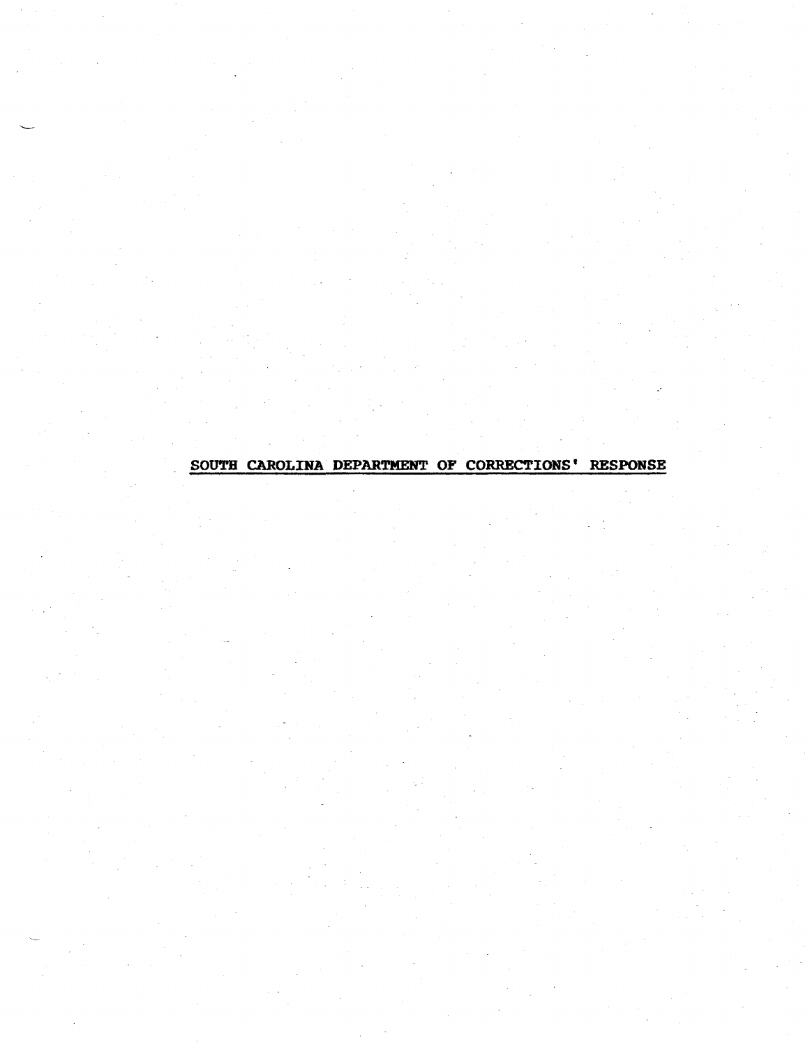# SOUTH CAROLINA DEPARTMENT OF CORRECTIONS' RESPONSE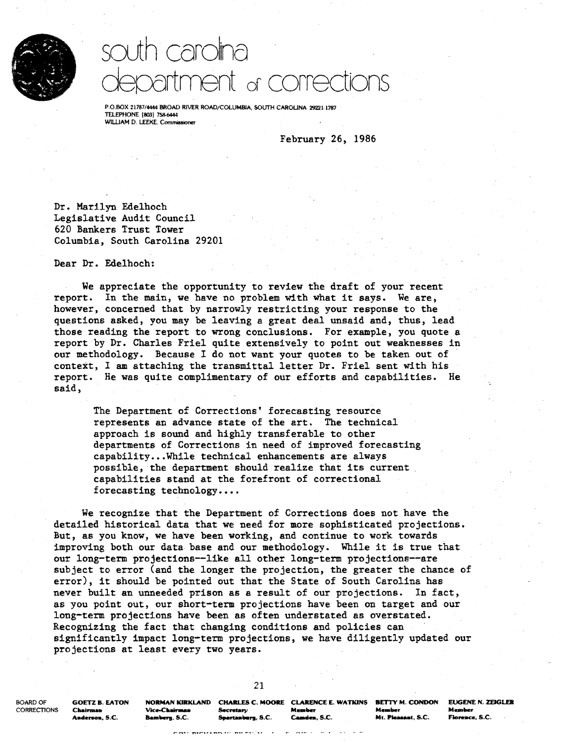# south carolina department of corrections

P.O.BOX 21787/4444 BROAD RIVER ROAD/COLUMBIA, SOUTH CAROLINA 29221-1787
TELEPHONE (803) 758-6444
WILLIAM D. LEEKE, Commissioner

February 26, 1986

Dr. Marilyn Edelhoch
Legislative Audit Council
620 Bankers Trust Tower
Columbia, South Carolina 29201

Dear Dr. Edelhoch:

We appreciate the opportunity to review the draft of your recent report. In the main, we have no problem with what it says. We are, however, concerned that by narrowly restricting your response to the questions asked, you may be leaving a great deal unsaid and, thus, lead those reading the report to wrong conclusions. For example, you quote a report by Dr. Charles Friel quite extensively to point out weaknesses in our methodology. Because I do not want your quotes to be taken out of context, I am attaching the transmittal letter Dr. Friel sent with his report. He was quite complimentary of our efforts and capabilities. He said,

> The Department of Corrections' forecasting resource represents an advance state of the art. The technical approach is sound and highly transferable to other departments of Corrections in need of improved forecasting capability...While technical enhancements are always possible, the department should realize that its current capabilities stand at the forefront of correctional forecasting technology....

We recognize that the Department of Corrections does not have the detailed historical data that we need for more sophisticated projections. But, as you know, we have been working, and continue to work towards improving both our data base and our methodology. While it is true that our long-term projections--like all other long-term projections--are subject to error (and the longer the projection, the greater the chance of error), it should be pointed out that the State of South Carolina has never built an unneeded prison as a result of our projections. In fact, as you point out, our short-term projections have been on target and our long-term projections have been as often understated as overstated. Recognizing the fact that changing conditions and policies can significantly impact long-term projections, we have diligently updated our projections at least every two years.

BOARD OF CORRECTIONS

| GOETZ B. EATON | NORMAN KIRKLAND | CHARLES C. MOORE | CLARENCE E. WATKINS | BETTY M. CONDON | EUGENE N. ZEIGLER |
|---|---|---|---|---|---|
| Chairman | Vice-Chairman | Secretary | Member | Member | Member |
| Anderson, S.C. | Bamberg, S.C. | Spartanburg, S.C. | Camden, S.C. | Mt. Pleasant, S.C. | Florence, S.C. |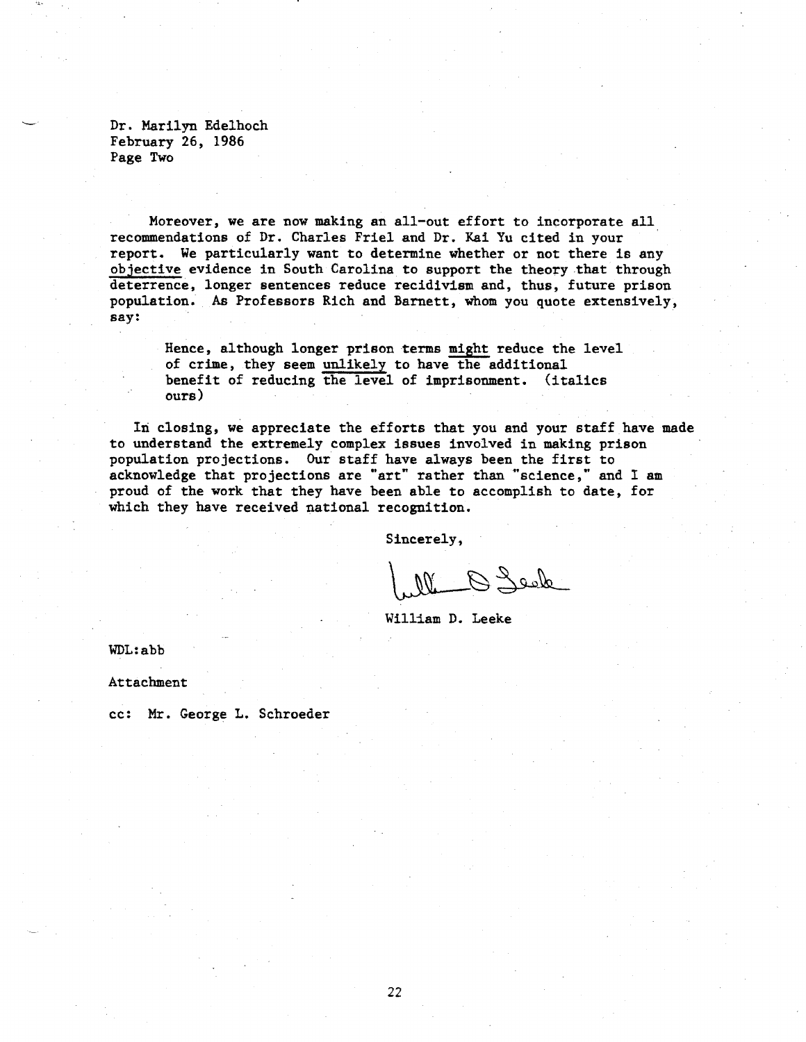Dr. Marilyn Edelhoch
February 26, 1986
Page Two

Moreover, we are now making an all-out effort to incorporate all recommendations of Dr. Charles Friel and Dr. Kai Yu cited in your report. We particularly want to determine whether or not there is any <u>objective</u> evidence in South Carolina to support the theory that through deterrence, longer sentences reduce recidivism and, thus, future prison population. As Professors Rich and Barnett, whom you quote extensively, say:

> Hence, although longer prison terms <u>might</u> reduce the level of crime, they seem <u>unlikely</u> to have the additional benefit of reducing the level of imprisonment. (italics ours)

In closing, we appreciate the efforts that you and your staff have made to understand the extremely complex issues involved in making prison population projections. Our staff have always been the first to acknowledge that projections are "art" rather than "science," and I am proud of the work that they have been able to accomplish to date, for which they have received national recognition.

Sincerely,

William D. Leeke

WDL:abb

Attachment

cc: Mr. George L. Schroeder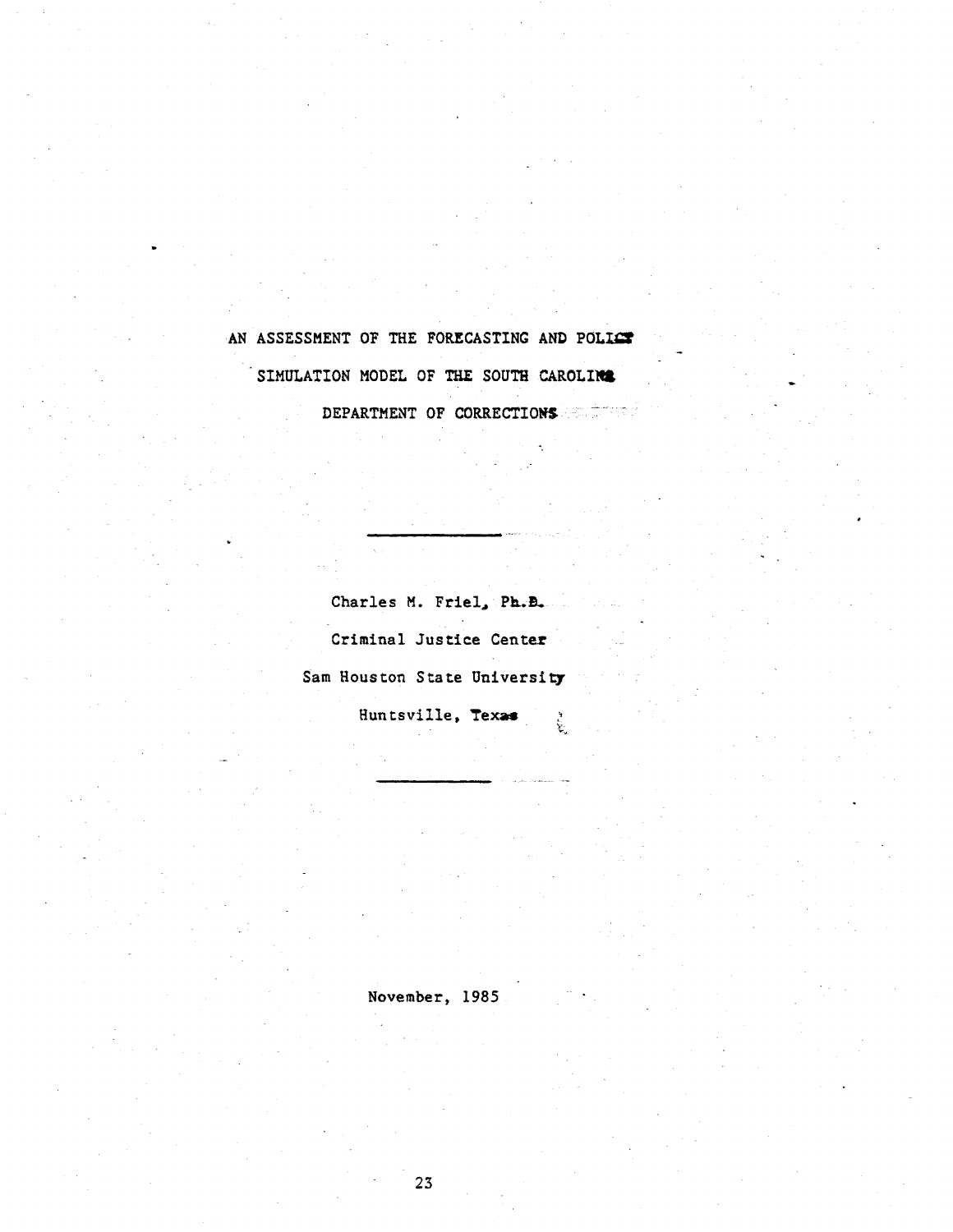# AN ASSESSMENT OF THE FORECASTING AND POLICY SIMULATION MODEL OF THE SOUTH CAROLINA DEPARTMENT OF CORRECTIONS

---

Charles M. Friel, Ph.D.

Criminal Justice Center

Sam Houston State University

Huntsville, Texas

---

November, 1985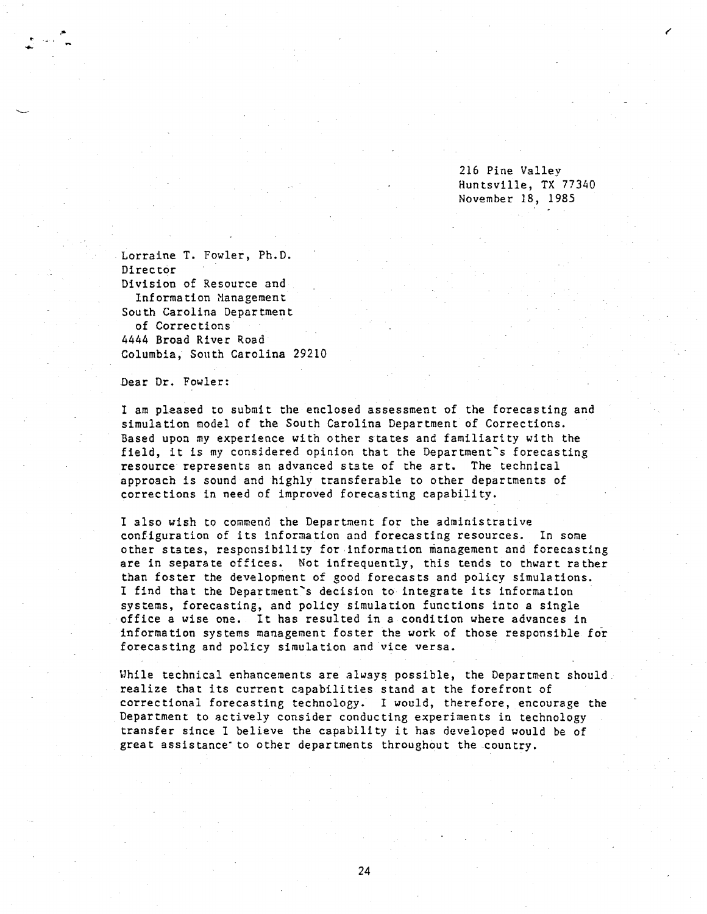216 Pine Valley
Huntsville, TX 77340
November 18, 1985

Lorraine T. Fowler, Ph.D.
Director
Division of Resource and
  Information Management
South Carolina Department
  of Corrections
4444 Broad River Road
Columbia, South Carolina 29210

Dear Dr. Fowler:

I am pleased to submit the enclosed assessment of the forecasting and simulation model of the South Carolina Department of Corrections. Based upon my experience with other states and familiarity with the field, it is my considered opinion that the Department's forecasting resource represents an advanced state of the art. The technical approach is sound and highly transferable to other departments of corrections in need of improved forecasting capability.

I also wish to commend the Department for the administrative configuration of its information and forecasting resources. In some other states, responsibility for information management and forecasting are in separate offices. Not infrequently, this tends to thwart rather than foster the development of good forecasts and policy simulations. I find that the Department's decision to integrate its information systems, forecasting, and policy simulation functions into a single office a wise one. It has resulted in a condition where advances in information systems management foster the work of those responsible for forecasting and policy simulation and vice versa.

While technical enhancements are always possible, the Department should realize that its current capabilities stand at the forefront of correctional forecasting technology. I would, therefore, encourage the Department to actively consider conducting experiments in technology transfer since I believe the capability it has developed would be of great assistance to other departments throughout the country.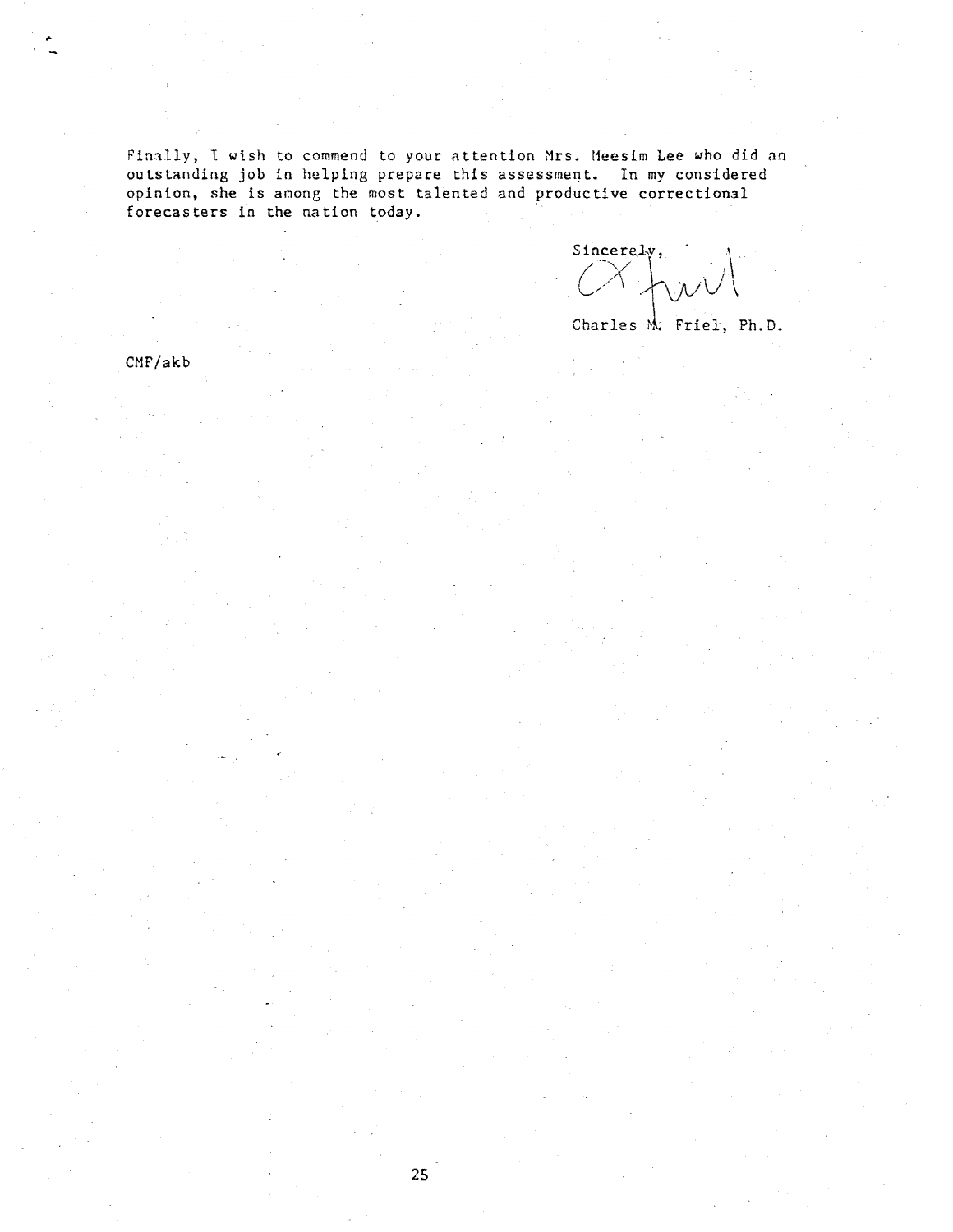Finally, I wish to commend to your attention Mrs. Meesim Lee who did an outstanding job in helping prepare this assessment. In my considered opinion, she is among the most talented and productive correctional forecasters in the nation today.

Sincerely,

Charles M. Friel, Ph.D.

CMF/akb